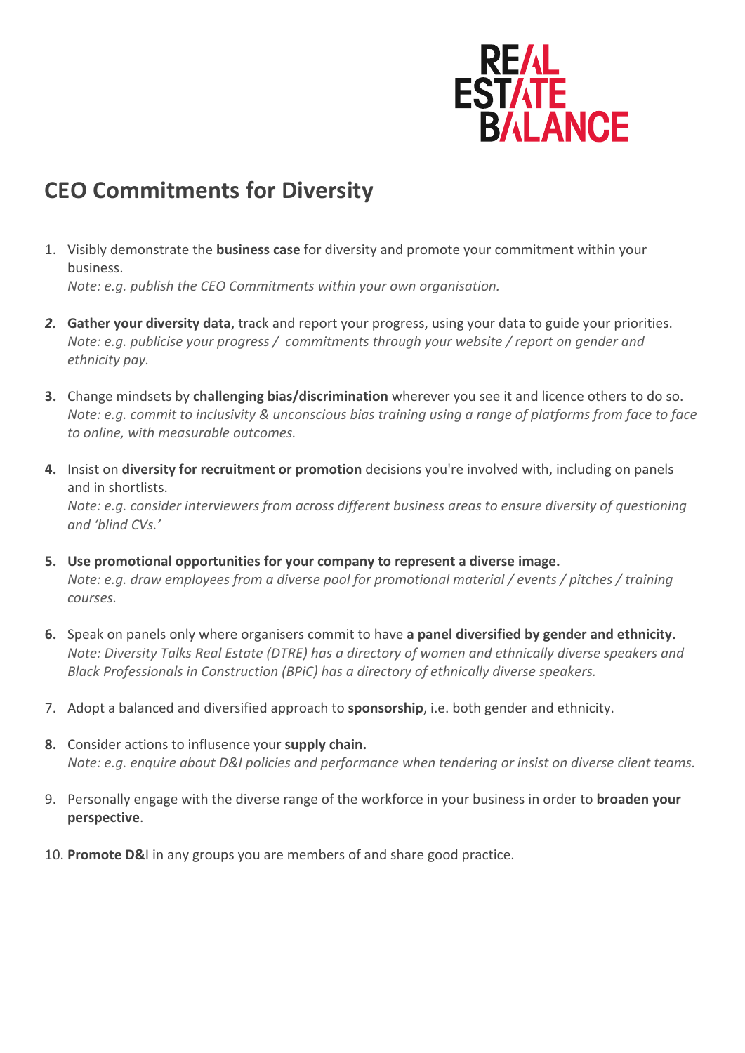REAL ESTATE BALANCE

# CEO Commitments for Diversity

1. Visibly demonstrate the **business case** for diversity and promote your commitment within your business.
   *Note: e.g. publish the CEO Commitments within your own organisation.*

2. **Gather your diversity data**, track and report your progress, using your data to guide your priorities.
   *Note: e.g. publicise your progress / commitments through your website / report on gender and ethnicity pay.*

3. Change mindsets by **challenging bias/discrimination** wherever you see it and licence others to do so.
   *Note: e.g. commit to inclusivity & unconscious bias training using a range of platforms from face to face to online, with measurable outcomes.*

4. Insist on **diversity for recruitment or promotion** decisions you're involved with, including on panels and in shortlists.
   *Note: e.g. consider interviewers from across different business areas to ensure diversity of questioning and 'blind CVs.'*

5. **Use promotional opportunities for your company to represent a diverse image.**
   *Note: e.g. draw employees from a diverse pool for promotional material / events / pitches / training courses.*

6. Speak on panels only where organisers commit to have **a panel diversified by gender and ethnicity.**
   *Note: Diversity Talks Real Estate (DTRE) has a directory of women and ethnically diverse speakers and Black Professionals in Construction (BPiC) has a directory of ethnically diverse speakers.*

7. Adopt a balanced and diversified approach to **sponsorship**, i.e. both gender and ethnicity.

8. Consider actions to influsence your **supply chain.**
   *Note: e.g. enquire about D&I policies and performance when tendering or insist on diverse client teams.*

9. Personally engage with the diverse range of the workforce in your business in order to **broaden your perspective**.

10. **Promote D&**I in any groups you are members of and share good practice.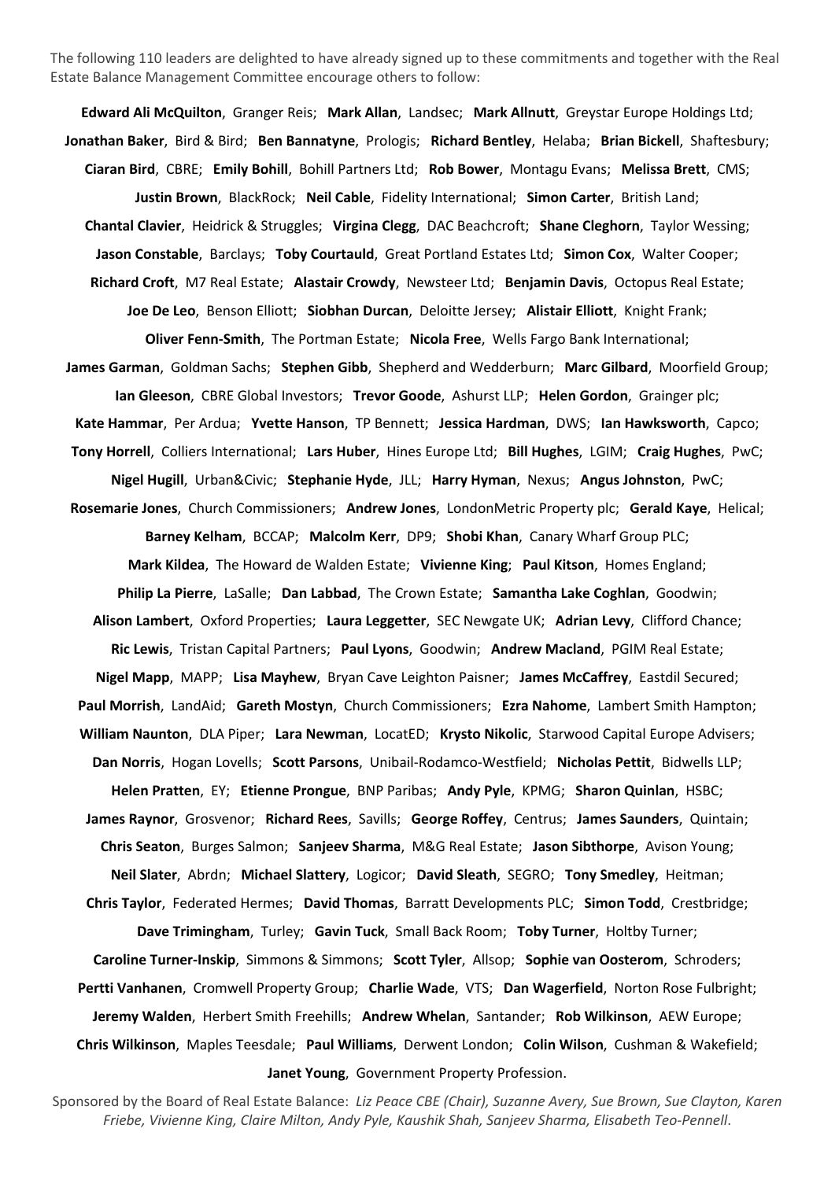The following 110 leaders are delighted to have already signed up to these commitments and together with the Real Estate Balance Management Committee encourage others to follow:

**Edward Ali McQuilton**, Granger Reis; **Mark Allan**, Landsec; **Mark Allnutt**, Greystar Europe Holdings Ltd; **Jonathan Baker**, Bird & Bird; **Ben Bannatyne**, Prologis; **Richard Bentley**, Helaba; **Brian Bickell**, Shaftesbury; **Ciaran Bird**, CBRE; **Emily Bohill**, Bohill Partners Ltd; **Rob Bower**, Montagu Evans; **Melissa Brett**, CMS; **Justin Brown**, BlackRock; **Neil Cable**, Fidelity International; **Simon Carter**, British Land; **Chantal Clavier**, Heidrick & Struggles; **Virgina Clegg**, DAC Beachcroft; **Shane Cleghorn**, Taylor Wessing; **Jason Constable**, Barclays; **Toby Courtauld**, Great Portland Estates Ltd; **Simon Cox**, Walter Cooper; **Richard Croft**, M7 Real Estate; **Alastair Crowdy**, Newsteer Ltd; **Benjamin Davis**, Octopus Real Estate; **Joe De Leo**, Benson Elliott; **Siobhan Durcan**, Deloitte Jersey; **Alistair Elliott**, Knight Frank; **Oliver Fenn-Smith**, The Portman Estate; **Nicola Free**, Wells Fargo Bank International; **James Garman**, Goldman Sachs; **Stephen Gibb**, Shepherd and Wedderburn; **Marc Gilbard**, Moorfield Group; **Ian Gleeson**, CBRE Global Investors; **Trevor Goode**, Ashurst LLP; **Helen Gordon**, Grainger plc; **Kate Hammar**, Per Ardua; **Yvette Hanson**, TP Bennett; **Jessica Hardman**, DWS; **Ian Hawksworth**, Capco; **Tony Horrell**, Colliers International; **Lars Huber**, Hines Europe Ltd; **Bill Hughes**, LGIM; **Craig Hughes**, PwC; **Nigel Hugill**, Urban&Civic; **Stephanie Hyde**, JLL; **Harry Hyman**, Nexus; **Angus Johnston**, PwC; **Rosemarie Jones**, Church Commissioners; **Andrew Jones**, LondonMetric Property plc; **Gerald Kaye**, Helical; **Barney Kelham**, BCCAP; **Malcolm Kerr**, DP9; **Shobi Khan**, Canary Wharf Group PLC; **Mark Kildea**, The Howard de Walden Estate; **Vivienne King**; **Paul Kitson**, Homes England; **Philip La Pierre**, LaSalle; **Dan Labbad**, The Crown Estate; **Samantha Lake Coghlan**, Goodwin; **Alison Lambert**, Oxford Properties; **Laura Leggetter**, SEC Newgate UK; **Adrian Levy**, Clifford Chance; **Ric Lewis**, Tristan Capital Partners; **Paul Lyons**, Goodwin; **Andrew Macland**, PGIM Real Estate; **Nigel Mapp**, MAPP; **Lisa Mayhew**, Bryan Cave Leighton Paisner; **James McCaffrey**, Eastdil Secured; **Paul Morrish**, LandAid; **Gareth Mostyn**, Church Commissioners; **Ezra Nahome**, Lambert Smith Hampton; **William Naunton**, DLA Piper; **Lara Newman**, LocatED; **Krysto Nikolic**, Starwood Capital Europe Advisers; **Dan Norris**, Hogan Lovells; **Scott Parsons**, Unibail-Rodamco-Westfield; **Nicholas Pettit**, Bidwells LLP; **Helen Pratten**, EY; **Etienne Prongue**, BNP Paribas; **Andy Pyle**, KPMG; **Sharon Quinlan**, HSBC; **James Raynor**, Grosvenor; **Richard Rees**, Savills; **George Roffey**, Centrus; **James Saunders**, Quintain; **Chris Seaton**, Burges Salmon; **Sanjeev Sharma**, M&G Real Estate; **Jason Sibthorpe**, Avison Young; **Neil Slater**, Abrdn; **Michael Slattery**, Logicor; **David Sleath**, SEGRO; **Tony Smedley**, Heitman; **Chris Taylor**, Federated Hermes; **David Thomas**, Barratt Developments PLC; **Simon Todd**, Crestbridge; **Dave Trimingham**, Turley; **Gavin Tuck**, Small Back Room; **Toby Turner**, Holtby Turner; **Caroline Turner-Inskip**, Simmons & Simmons; **Scott Tyler**, Allsop; **Sophie van Oosterom**, Schroders; **Pertti Vanhanen**, Cromwell Property Group; **Charlie Wade**, VTS; **Dan Wagerfield**, Norton Rose Fulbright; **Jeremy Walden**, Herbert Smith Freehills; **Andrew Whelan**, Santander; **Rob Wilkinson**, AEW Europe; **Chris Wilkinson**, Maples Teesdale; **Paul Williams**, Derwent London; **Colin Wilson**, Cushman & Wakefield; **Janet Young**, Government Property Profession.

Sponsored by the Board of Real Estate Balance: *Liz Peace CBE (Chair), Suzanne Avery, Sue Brown, Sue Clayton, Karen Friebe, Vivienne King, Claire Milton, Andy Pyle, Kaushik Shah, Sanjeev Sharma, Elisabeth Teo-Pennell*.